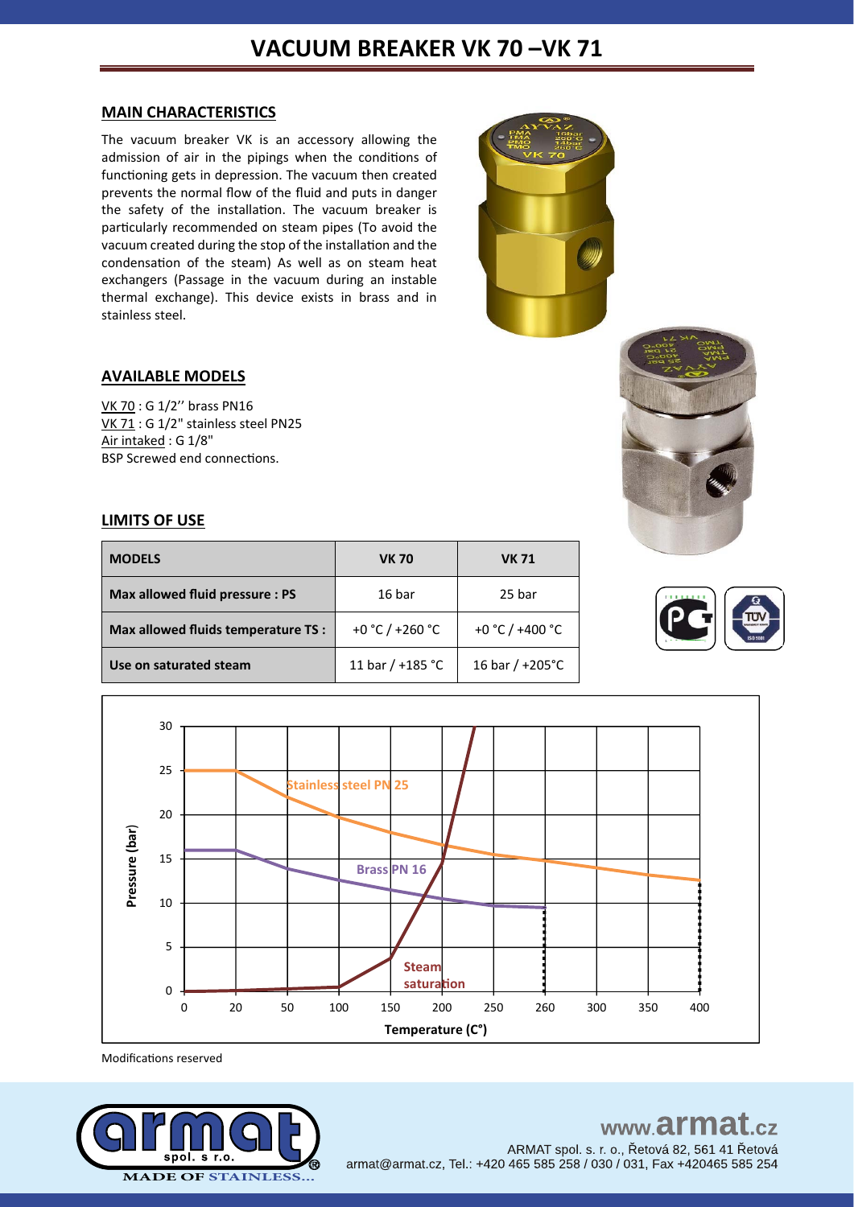# VACUUM BREAKER VK 70 –VK 71

## MAIN CHARACTERISTICS

The vacuum breaker VK is an accessory allowing the admission of air in the pipings when the conditions of functioning gets in depression. The vacuum then created prevents the normal flow of the fluid and puts in danger the safety of the installation. The vacuum breaker is particularly recommended on steam pipes (To avoid the vacuum created during the stop of the installation and the condensation of the steam) As well as on steam heat exchangers (Passage in the vacuum during an instable thermal exchange). This device exists in brass and in stainless steel.

## AVAILABLE MODELS

VK 70 : G 1/2'' brass PN16
VK 71 : G 1/2" stainless steel PN25
Air intaked : G 1/8"
BSP Screwed end connections.

## LIMITS OF USE

| MODELS | VK 70 | VK 71 |
|---|---|---|
| Max allowed fluid pressure : PS | 16 bar | 25 bar |
| Max allowed fluids temperature TS : | +0 °C / +260 °C | +0 °C / +400 °C |
| Use on saturated steam | 11 bar / +185 °C | 16 bar / +205°C |

Modifications reserved

www.armat.cz
ARMAT spol. s r. o., Řetová 82, 561 41 Řetová
armat@armat.cz, Tel.: +420 465 585 258 / 030 / 031, Fax +420465 585 254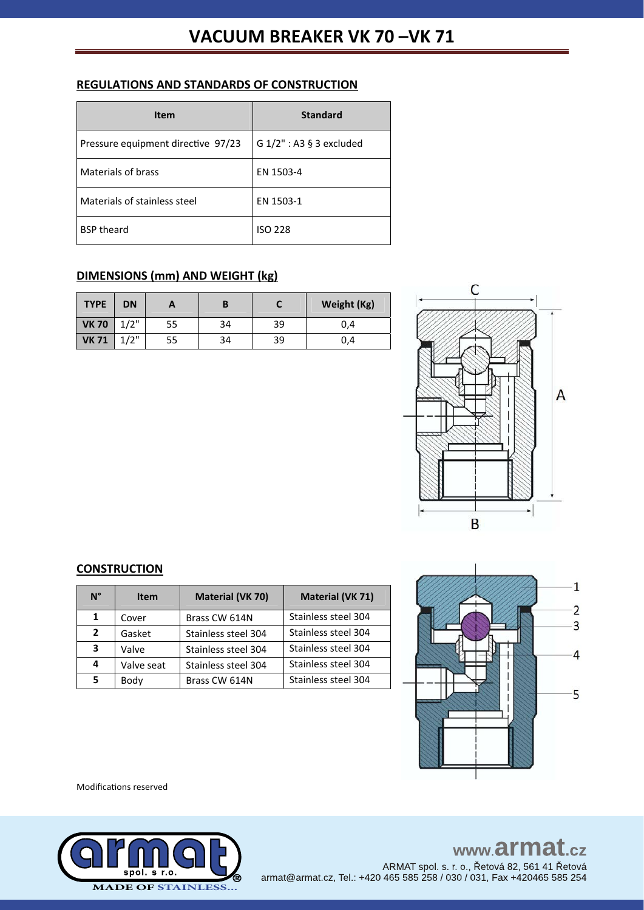# VACUUM BREAKER VK 70 –VK 71

## REGULATIONS AND STANDARDS OF CONSTRUCTION

| Item | Standard |
|---|---|
| Pressure equipment directive 97/23 | G 1/2" : A3 § 3 excluded |
| Materials of brass | EN 1503-4 |
| Materials of stainless steel | EN 1503-1 |
| BSP theard | ISO 228 |

## DIMENSIONS (mm) AND WEIGHT (kg)

| TYPE | DN | A | B | C | Weight (Kg) |
|---|---|---|---|---|---|
| VK 70 | 1/2" | 55 | 34 | 39 | 0,4 |
| VK 71 | 1/2" | 55 | 34 | 39 | 0,4 |

## CONSTRUCTION

| N° | Item | Material (VK 70) | Material (VK 71) |
|---|---|---|---|
| 1 | Cover | Brass CW 614N | Stainless steel 304 |
| 2 | Gasket | Stainless steel 304 | Stainless steel 304 |
| 3 | Valve | Stainless steel 304 | Stainless steel 304 |
| 4 | Valve seat | Stainless steel 304 | Stainless steel 304 |
| 5 | Body | Brass CW 614N | Stainless steel 304 |

Modifications reserved

www.armat.cz

ARMAT spol. s r. o., Řetová 82, 561 41 Řetová
armat@armat.cz, Tel.: +420 465 585 258 / 030 / 031, Fax +420465 585 254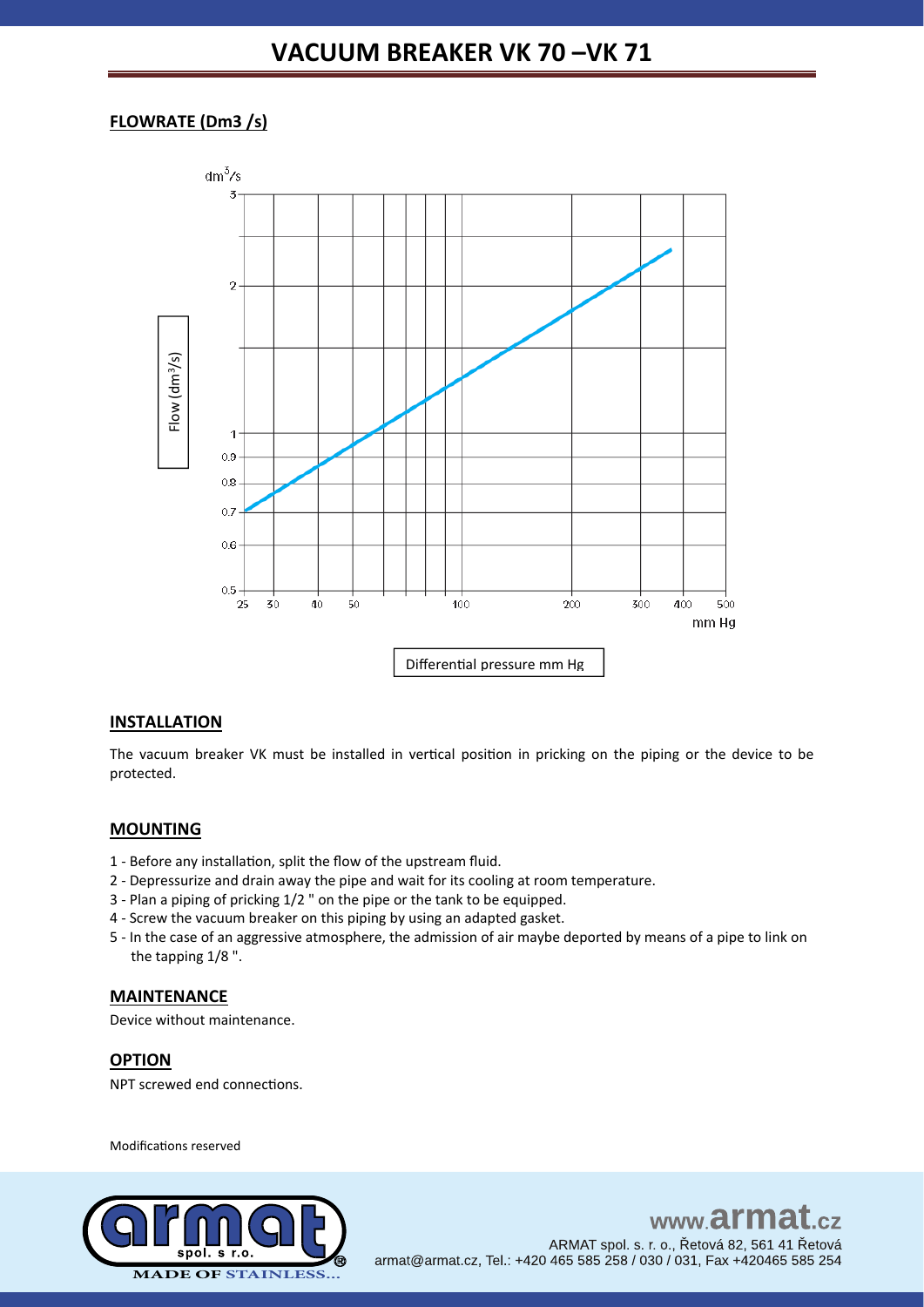# VACUUM BREAKER VK 70 –VK 71

## FLOWRATE (Dm3 /s)

$dm^3/s$

3
2
1
0.9
0.8
0.7
0.6
0.5

Flow ($dm^3/s$)

25 30 40 50 100 200 300 400 500

mm Hg

Differential pressure mm Hg

## INSTALLATION

The vacuum breaker VK must be installed in vertical position in pricking on the piping or the device to be protected.

## MOUNTING

1 - Before any installation, split the flow of the upstream fluid.
2 - Depressurize and drain away the pipe and wait for its cooling at room temperature.
3 - Plan a piping of pricking 1/2 " on the pipe or the tank to be equipped.
4 - Screw the vacuum breaker on this piping by using an adapted gasket.
5 - In the case of an aggressive atmosphere, the admission of air maybe deported by means of a pipe to link on the tapping 1/8 ".

## MAINTENANCE

Device without maintenance.

## OPTION

NPT screwed end connections.

Modifications reserved

www.armat.cz
ARMAT spol. s r. o., Řetová 82, 561 41 Řetová
armat@armat.cz, Tel.: +420 465 585 258 / 030 / 031, Fax +420465 585 254